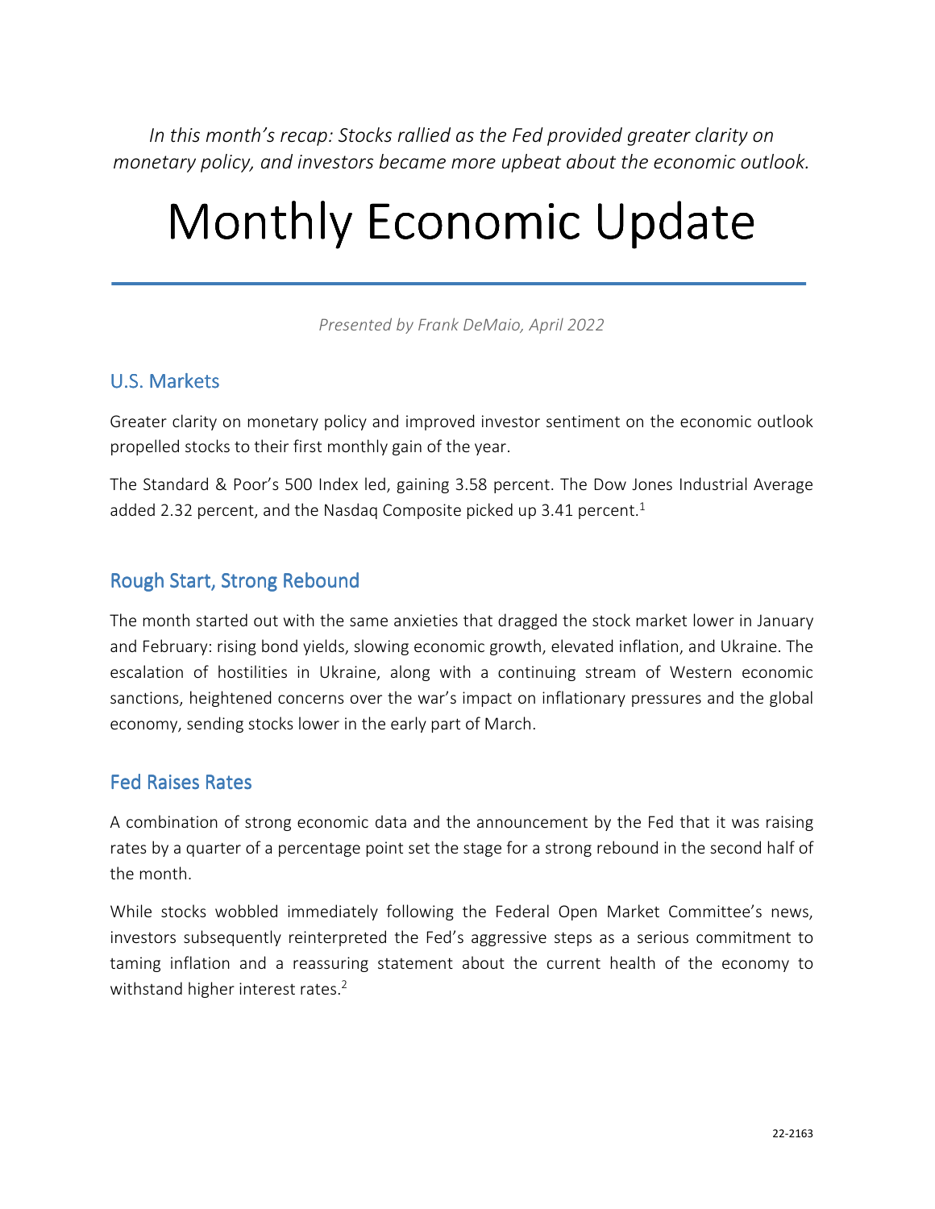*In this month's recap: Stocks rallied as the Fed provided greater clarity on monetary policy, and investors became more upbeat about the economic outlook.*

# Monthly Economic Update

*Presented by Frank DeMaio, April 2022*

## U.S. Markets

Greater clarity on monetary policy and improved investor sentiment on the economic outlook propelled stocks to their first monthly gain of the year.

The Standard & Poor's 500 Index led, gaining 3.58 percent. The Dow Jones Industrial Average added 2.32 percent, and the Nasdaq Composite picked up 3.41 percent.[1]

## Rough Start, Strong Rebound

The month started out with the same anxieties that dragged the stock market lower in January and February: rising bond yields, slowing economic growth, elevated inflation, and Ukraine. The escalation of hostilities in Ukraine, along with a continuing stream of Western economic sanctions, heightened concerns over the war's impact on inflationary pressures and the global economy, sending stocks lower in the early part of March.

## Fed Raises Rates

A combination of strong economic data and the announcement by the Fed that it was raising rates by a quarter of a percentage point set the stage for a strong rebound in the second half of the month.

While stocks wobbled immediately following the Federal Open Market Committee's news, investors subsequently reinterpreted the Fed's aggressive steps as a serious commitment to taming inflation and a reassuring statement about the current health of the economy to withstand higher interest rates.[2]

22-2163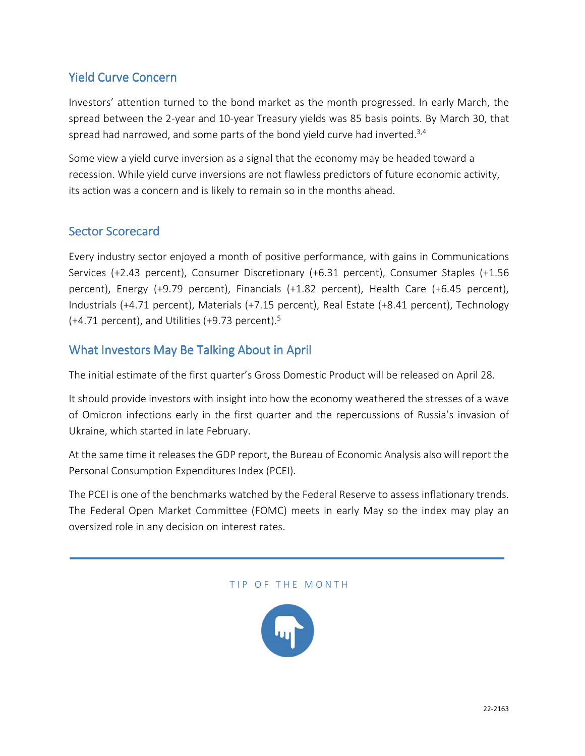## Yield Curve Concern

Investors' attention turned to the bond market as the month progressed. In early March, the spread between the 2-year and 10-year Treasury yields was 85 basis points. By March 30, that spread had narrowed, and some parts of the bond yield curve had inverted.[3,4]

Some view a yield curve inversion as a signal that the economy may be headed toward a recession. While yield curve inversions are not flawless predictors of future economic activity, its action was a concern and is likely to remain so in the months ahead.

## Sector Scorecard

Every industry sector enjoyed a month of positive performance, with gains in Communications Services (+2.43 percent), Consumer Discretionary (+6.31 percent), Consumer Staples (+1.56 percent), Energy (+9.79 percent), Financials (+1.82 percent), Health Care (+6.45 percent), Industrials (+4.71 percent), Materials (+7.15 percent), Real Estate (+8.41 percent), Technology (+4.71 percent), and Utilities (+9.73 percent).[5]

## What Investors May Be Talking About in April

The initial estimate of the first quarter's Gross Domestic Product will be released on April 28.

It should provide investors with insight into how the economy weathered the stresses of a wave of Omicron infections early in the first quarter and the repercussions of Russia's invasion of Ukraine, which started in late February.

At the same time it releases the GDP report, the Bureau of Economic Analysis also will report the Personal Consumption Expenditures Index (PCEI).

The PCEI is one of the benchmarks watched by the Federal Reserve to assess inflationary trends. The Federal Open Market Committee (FOMC) meets in early May so the index may play an oversized role in any decision on interest rates.

---

TIP OF THE MONTH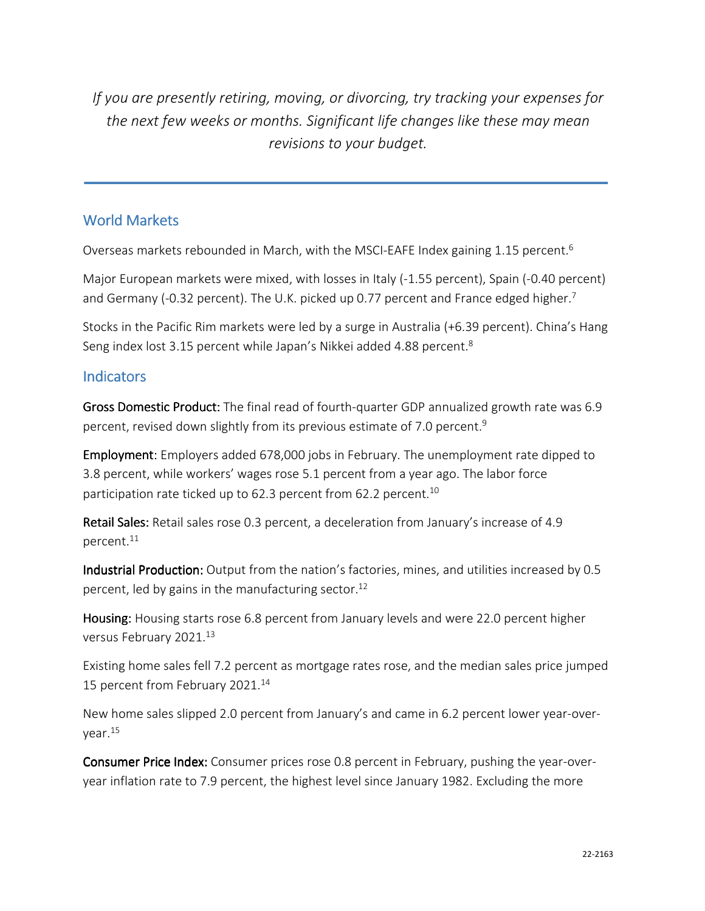*If you are presently retiring, moving, or divorcing, try tracking your expenses for the next few weeks or months. Significant life changes like these may mean revisions to your budget.*

---

## World Markets

Overseas markets rebounded in March, with the MSCI-EAFE Index gaining 1.15 percent.[6]

Major European markets were mixed, with losses in Italy (-1.55 percent), Spain (-0.40 percent) and Germany (-0.32 percent). The U.K. picked up 0.77 percent and France edged higher.[7]

Stocks in the Pacific Rim markets were led by a surge in Australia (+6.39 percent). China's Hang Seng index lost 3.15 percent while Japan's Nikkei added 4.88 percent.[8]

## Indicators

**Gross Domestic Product:** The final read of fourth-quarter GDP annualized growth rate was 6.9 percent, revised down slightly from its previous estimate of 7.0 percent.[9]

**Employment:** Employers added 678,000 jobs in February. The unemployment rate dipped to 3.8 percent, while workers' wages rose 5.1 percent from a year ago. The labor force participation rate ticked up to 62.3 percent from 62.2 percent.[10]

**Retail Sales:** Retail sales rose 0.3 percent, a deceleration from January's increase of 4.9 percent.[11]

**Industrial Production:** Output from the nation's factories, mines, and utilities increased by 0.5 percent, led by gains in the manufacturing sector.[12]

**Housing:** Housing starts rose 6.8 percent from January levels and were 22.0 percent higher versus February 2021.[13]

Existing home sales fell 7.2 percent as mortgage rates rose, and the median sales price jumped 15 percent from February 2021.[14]

New home sales slipped 2.0 percent from January's and came in 6.2 percent lower year-over-year.[15]

**Consumer Price Index:** Consumer prices rose 0.8 percent in February, pushing the year-over-year inflation rate to 7.9 percent, the highest level since January 1982. Excluding the more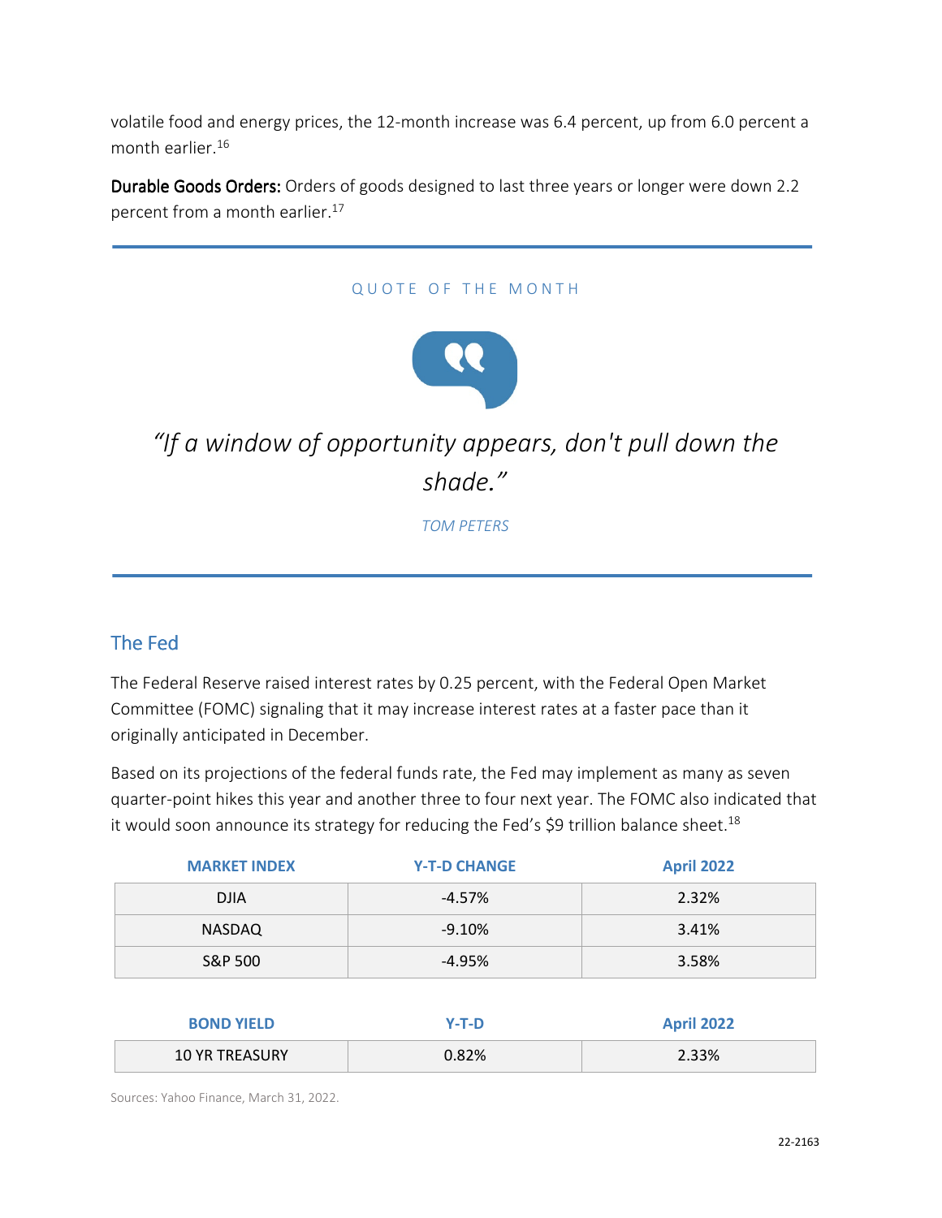volatile food and energy prices, the 12-month increase was 6.4 percent, up from 6.0 percent a month earlier.[16]

**Durable Goods Orders:** Orders of goods designed to last three years or longer were down 2.2 percent from a month earlier.[17]

---

QUOTE OF THE MONTH

*"If a window of opportunity appears, don't pull down the shade."*

*TOM PETERS*

---

## The Fed

The Federal Reserve raised interest rates by 0.25 percent, with the Federal Open Market Committee (FOMC) signaling that it may increase interest rates at a faster pace than it originally anticipated in December.

Based on its projections of the federal funds rate, the Fed may implement as many as seven quarter-point hikes this year and another three to four next year. The FOMC also indicated that it would soon announce its strategy for reducing the Fed's $9 trillion balance sheet.[18]

| MARKET INDEX | Y-T-D CHANGE | April 2022 |
|---|---|---|
| DJIA | -4.57% | 2.32% |
| NASDAQ | -9.10% | 3.41% |
| S&P 500 | -4.95% | 3.58% |

| BOND YIELD | Y-T-D | April 2022 |
|---|---|---|
| 10 YR TREASURY | 0.82% | 2.33% |

Sources: Yahoo Finance, March 31, 2022.

22-2163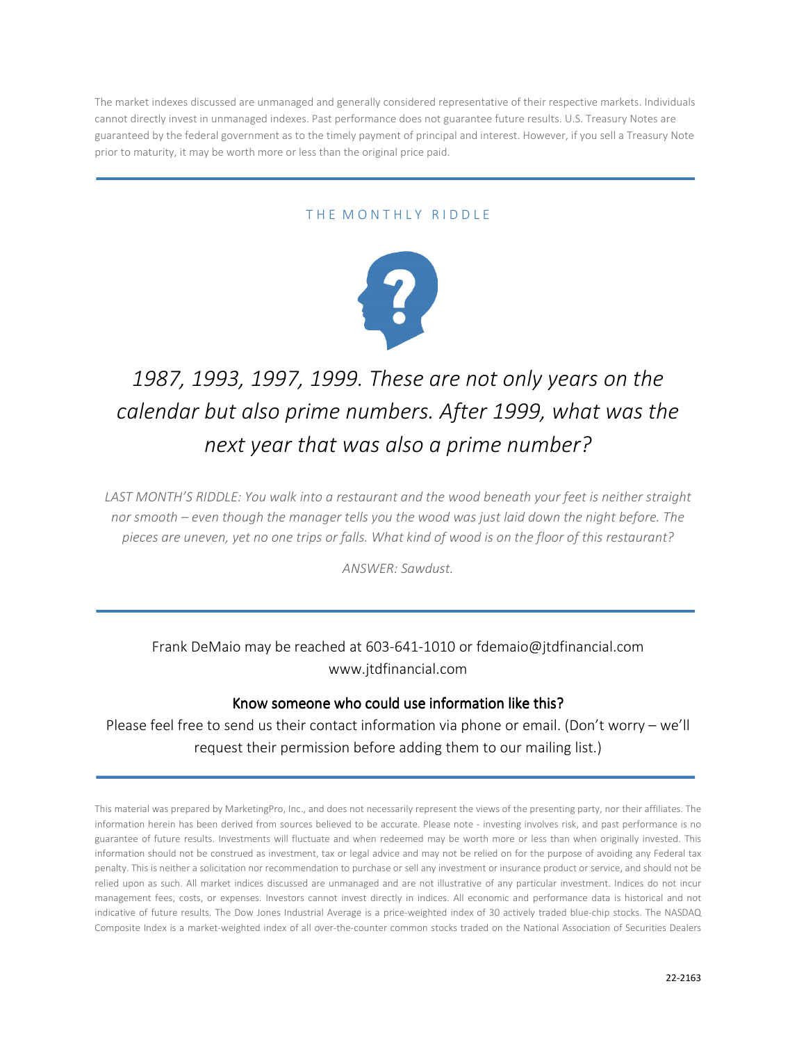The market indexes discussed are unmanaged and generally considered representative of their respective markets. Individuals cannot directly invest in unmanaged indexes. Past performance does not guarantee future results. U.S. Treasury Notes are guaranteed by the federal government as to the timely payment of principal and interest. However, if you sell a Treasury Note prior to maturity, it may be worth more or less than the original price paid.

---

## THE MONTHLY RIDDLE

*1987, 1993, 1997, 1999. These are not only years on the calendar but also prime numbers. After 1999, what was the next year that was also a prime number?*

*LAST MONTH'S RIDDLE: You walk into a restaurant and the wood beneath your feet is neither straight nor smooth – even though the manager tells you the wood was just laid down the night before. The pieces are uneven, yet no one trips or falls. What kind of wood is on the floor of this restaurant?*

*ANSWER: Sawdust.*

---

Frank DeMaio may be reached at 603-641-1010 or fdemaio@jtdfinancial.com
www.jtdfinancial.com

### Know someone who could use information like this?

Please feel free to send us their contact information via phone or email. (Don't worry – we'll request their permission before adding them to our mailing list.)

---

This material was prepared by MarketingPro, Inc., and does not necessarily represent the views of the presenting party, nor their affiliates. The information herein has been derived from sources believed to be accurate. Please note - investing involves risk, and past performance is no guarantee of future results. Investments will fluctuate and when redeemed may be worth more or less than when originally invested. This information should not be construed as investment, tax or legal advice and may not be relied on for the purpose of avoiding any Federal tax penalty. This is neither a solicitation nor recommendation to purchase or sell any investment or insurance product or service, and should not be relied upon as such. All market indices discussed are unmanaged and are not illustrative of any particular investment. Indices do not incur management fees, costs, or expenses. Investors cannot invest directly in indices. All economic and performance data is historical and not indicative of future results. The Dow Jones Industrial Average is a price-weighted index of 30 actively traded blue-chip stocks. The NASDAQ Composite Index is a market-weighted index of all over-the-counter common stocks traded on the National Association of Securities Dealers

22-2163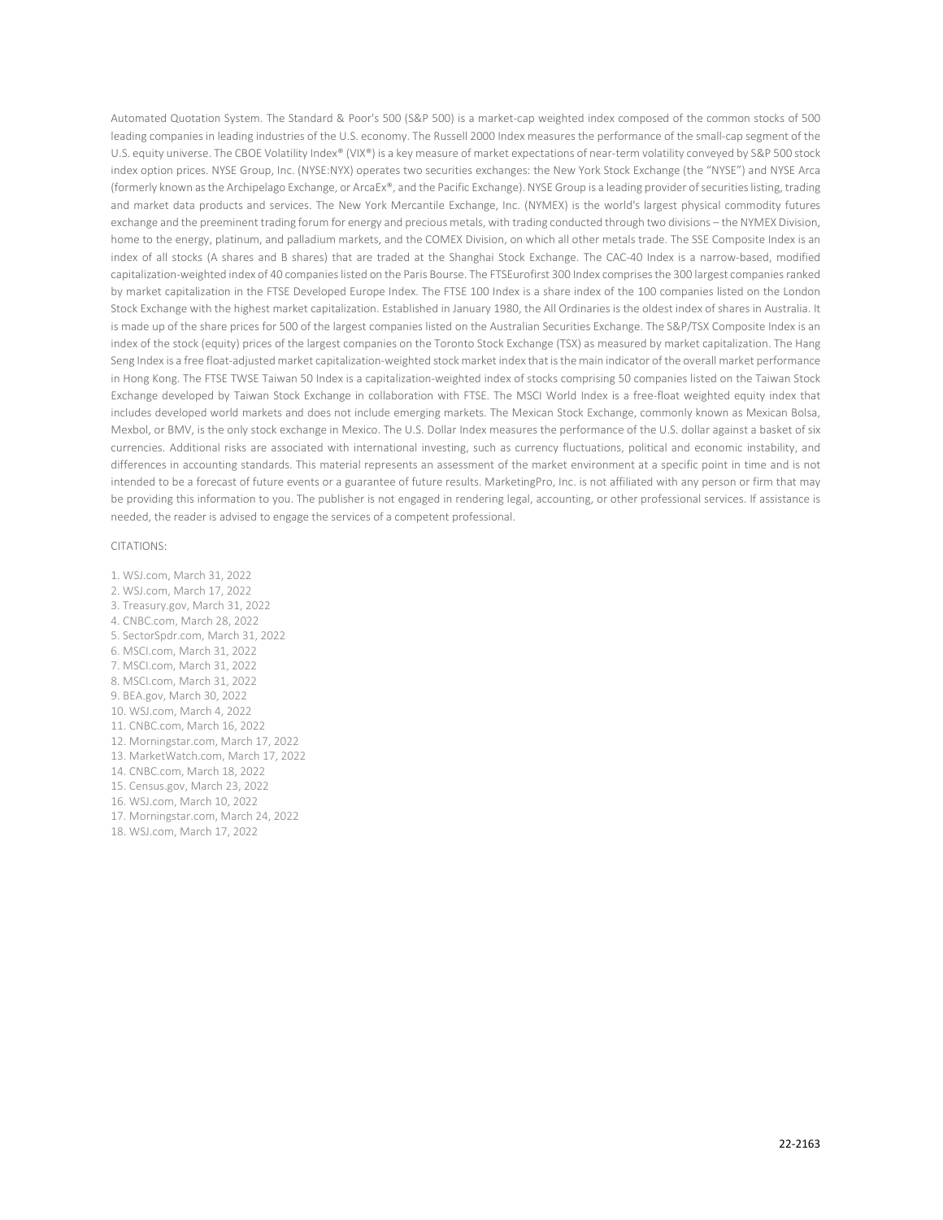Automated Quotation System. The Standard & Poor's 500 (S&P 500) is a market-cap weighted index composed of the common stocks of 500 leading companies in leading industries of the U.S. economy. The Russell 2000 Index measures the performance of the small-cap segment of the U.S. equity universe. The CBOE Volatility Index® (VIX®) is a key measure of market expectations of near-term volatility conveyed by S&P 500 stock index option prices. NYSE Group, Inc. (NYSE:NYX) operates two securities exchanges: the New York Stock Exchange (the "NYSE") and NYSE Arca (formerly known as the Archipelago Exchange, or ArcaEx®, and the Pacific Exchange). NYSE Group is a leading provider of securities listing, trading and market data products and services. The New York Mercantile Exchange, Inc. (NYMEX) is the world's largest physical commodity futures exchange and the preeminent trading forum for energy and precious metals, with trading conducted through two divisions – the NYMEX Division, home to the energy, platinum, and palladium markets, and the COMEX Division, on which all other metals trade. The SSE Composite Index is an index of all stocks (A shares and B shares) that are traded at the Shanghai Stock Exchange. The CAC-40 Index is a narrow-based, modified capitalization-weighted index of 40 companies listed on the Paris Bourse. The FTSEurofirst 300 Index comprises the 300 largest companies ranked by market capitalization in the FTSE Developed Europe Index. The FTSE 100 Index is a share index of the 100 companies listed on the London Stock Exchange with the highest market capitalization. Established in January 1980, the All Ordinaries is the oldest index of shares in Australia. It is made up of the share prices for 500 of the largest companies listed on the Australian Securities Exchange. The S&P/TSX Composite Index is an index of the stock (equity) prices of the largest companies on the Toronto Stock Exchange (TSX) as measured by market capitalization. The Hang Seng Index is a free float-adjusted market capitalization-weighted stock market index that is the main indicator of the overall market performance in Hong Kong. The FTSE TWSE Taiwan 50 Index is a capitalization-weighted index of stocks comprising 50 companies listed on the Taiwan Stock Exchange developed by Taiwan Stock Exchange in collaboration with FTSE. The MSCI World Index is a free-float weighted equity index that includes developed world markets and does not include emerging markets. The Mexican Stock Exchange, commonly known as Mexican Bolsa, Mexbol, or BMV, is the only stock exchange in Mexico. The U.S. Dollar Index measures the performance of the U.S. dollar against a basket of six currencies. Additional risks are associated with international investing, such as currency fluctuations, political and economic instability, and differences in accounting standards. This material represents an assessment of the market environment at a specific point in time and is not intended to be a forecast of future events or a guarantee of future results. MarketingPro, Inc. is not affiliated with any person or firm that may be providing this information to you. The publisher is not engaged in rendering legal, accounting, or other professional services. If assistance is needed, the reader is advised to engage the services of a competent professional.

CITATIONS:

1. WSJ.com, March 31, 2022
2. WSJ.com, March 17, 2022
3. Treasury.gov, March 31, 2022
4. CNBC.com, March 28, 2022
5. SectorSpdr.com, March 31, 2022
6. MSCI.com, March 31, 2022
7. MSCI.com, March 31, 2022
8. MSCI.com, March 31, 2022
9. BEA.gov, March 30, 2022
10. WSJ.com, March 4, 2022
11. CNBC.com, March 16, 2022
12. Morningstar.com, March 17, 2022
13. MarketWatch.com, March 17, 2022
14. CNBC.com, March 18, 2022
15. Census.gov, March 23, 2022
16. WSJ.com, March 10, 2022
17. Morningstar.com, March 24, 2022
18. WSJ.com, March 17, 2022

22-2163